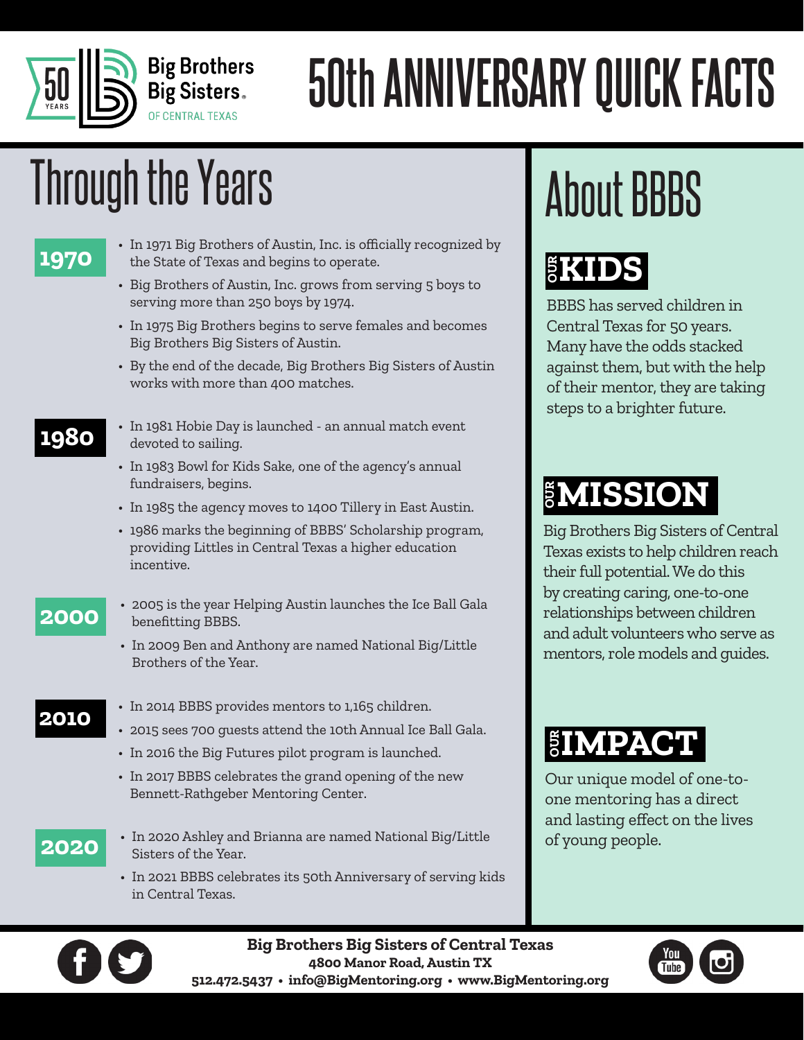Big Brothers Big Sisters OF CENTRAL TEXAS

# 50th ANNIVERSARY QUICK FACTS

## Through the Years

### 1970

- In 1971 Big Brothers of Austin, Inc. is officially recognized by the State of Texas and begins to operate.
- Big Brothers of Austin, Inc. grows from serving 5 boys to serving more than 250 boys by 1974.
- In 1975 Big Brothers begins to serve females and becomes Big Brothers Big Sisters of Austin.
- By the end of the decade, Big Brothers Big Sisters of Austin works with more than 400 matches.

### 1980

- In 1981 Hobie Day is launched - an annual match event devoted to sailing.
- In 1983 Bowl for Kids Sake, one of the agency's annual fundraisers, begins.
- In 1985 the agency moves to 1400 Tillery in East Austin.
- 1986 marks the beginning of BBBS' Scholarship program, providing Littles in Central Texas a higher education incentive.

### 2000

- 2005 is the year Helping Austin launches the Ice Ball Gala benefitting BBBS.
- In 2009 Ben and Anthony are named National Big/Little Brothers of the Year.

### 2010

- In 2014 BBBS provides mentors to 1,165 children.
- 2015 sees 700 guests attend the 10th Annual Ice Ball Gala.
- In 2016 the Big Futures pilot program is launched.
- In 2017 BBBS celebrates the grand opening of the new Bennett-Rathgeber Mentoring Center.

### 2020

- In 2020 Ashley and Brianna are named National Big/Little Sisters of the Year.
- In 2021 BBBS celebrates its 50th Anniversary of serving kids in Central Texas.

## About BBBS

### OUR KIDS

BBBS has served children in Central Texas for 50 years. Many have the odds stacked against them, but with the help of their mentor, they are taking steps to a brighter future.

### OUR MISSION

Big Brothers Big Sisters of Central Texas exists to help children reach their full potential. We do this by creating caring, one-to-one relationships between children and adult volunteers who serve as mentors, role models and guides.

### OUR IMPACT

Our unique model of one-to-one mentoring has a direct and lasting effect on the lives of young people.

**Big Brothers Big Sisters of Central Texas**
**4800 Manor Road, Austin TX**
**512.472.5437 • info@BigMentoring.org • www.BigMentoring.org**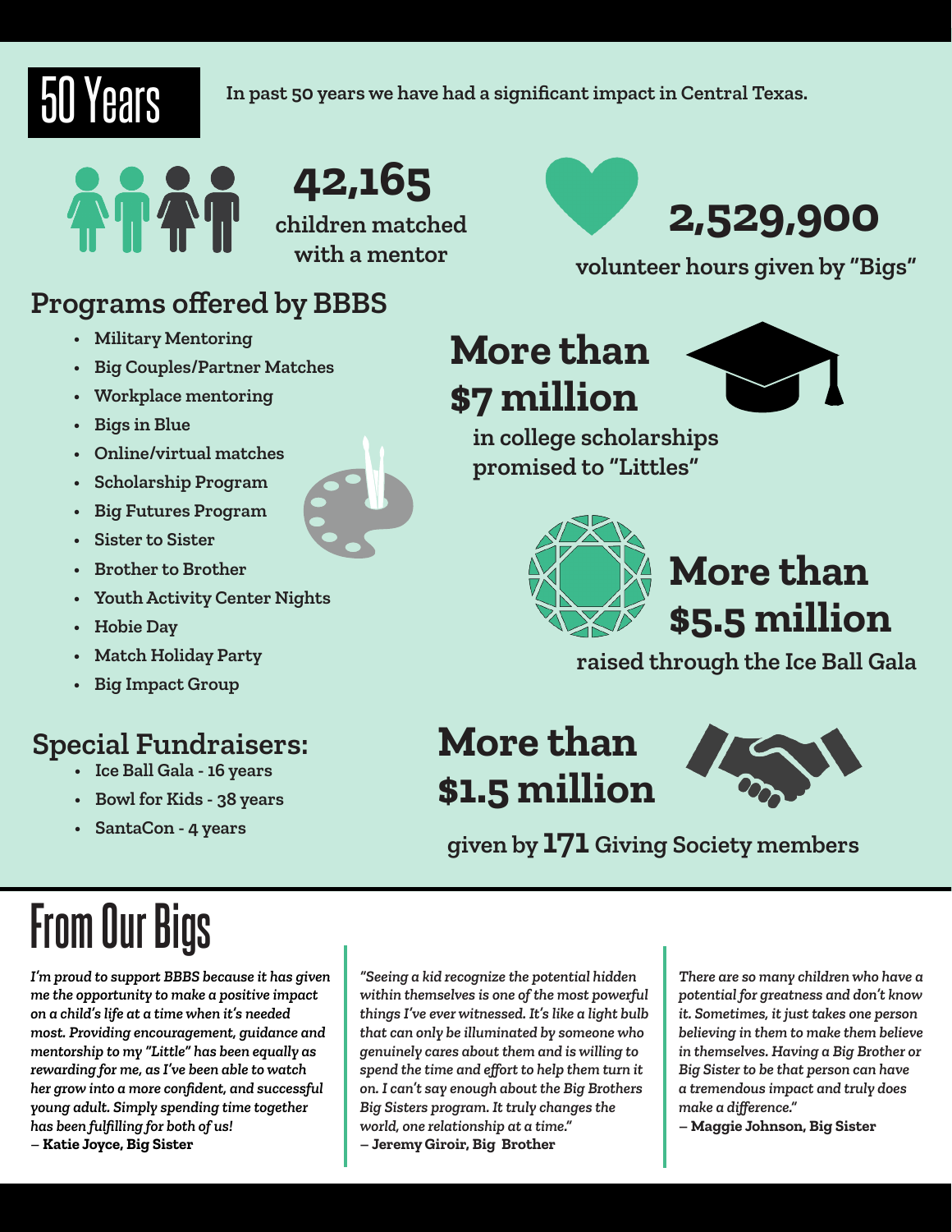# 50 Years

**In past 50 years we have had a significant impact in Central Texas.**

**42,165**
children matched with a mentor

**2,529,900**
volunteer hours given by "Bigs"

## Programs offered by BBBS

- Military Mentoring
- Big Couples/Partner Matches
- Workplace mentoring
- Bigs in Blue
- Online/virtual matches
- Scholarship Program
- Big Futures Program
- Sister to Sister
- Brother to Brother
- Youth Activity Center Nights
- Hobie Day
- Match Holiday Party
- Big Impact Group

**More than $7 million**
in college scholarships promised to "Littles"

**More than $5.5 million**
raised through the Ice Ball Gala

## Special Fundraisers:

- Ice Ball Gala - 16 years
- Bowl for Kids - 38 years
- SantaCon - 4 years

**More than $1.5 million**
given by **171** Giving Society members

# From Our Bigs

*I'm proud to support BBBS because it has given me the opportunity to make a positive impact on a child's life at a time when it's needed most. Providing encouragement, guidance and mentorship to my "Little" has been equally as rewarding for me, as I've been able to watch her grow into a more confident, and successful young adult. Simply spending time together has been fulfilling for both of us!*
**– Katie Joyce, Big Sister**

*"Seeing a kid recognize the potential hidden within themselves is one of the most powerful things I've ever witnessed. It's like a light bulb that can only be illuminated by someone who genuinely cares about them and is willing to spend the time and effort to help them turn it on. I can't say enough about the Big Brothers Big Sisters program. It truly changes the world, one relationship at a time."*
**– Jeremy Giroir, Big Brother**

*There are so many children who have a potential for greatness and don't know it. Sometimes, it just takes one person believing in them to make them believe in themselves. Having a Big Brother or Big Sister to be that person can have a tremendous impact and truly does make a difference."*
**– Maggie Johnson, Big Sister**